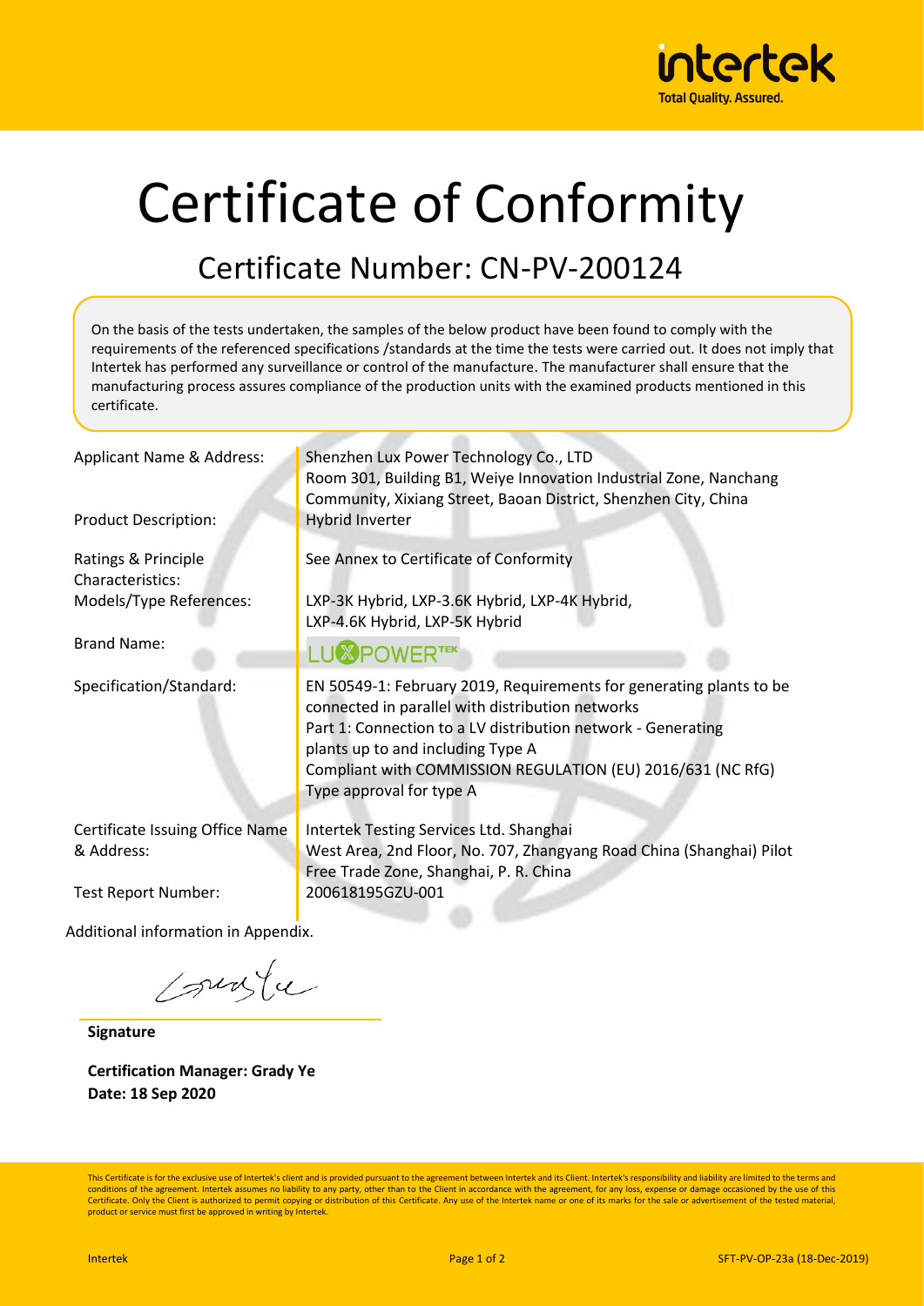intertek
Total Quality. Assured.

# Certificate of Conformity

## Certificate Number: CN-PV-200124

On the basis of the tests undertaken, the samples of the below product have been found to comply with the requirements of the referenced specifications /standards at the time the tests were carried out. It does not imply that Intertek has performed any surveillance or control of the manufacture. The manufacturer shall ensure that the manufacturing process assures compliance of the production units with the examined products mentioned in this certificate.

| | |
|---|---|
| Applicant Name & Address: | Shenzhen Lux Power Technology Co., LTD<br>Room 301, Building B1, Weiye Innovation Industrial Zone, Nanchang Community, Xixiang Street, Baoan District, Shenzhen City, China |
| Product Description: | Hybrid Inverter |
| Ratings & Principle Characteristics: | See Annex to Certificate of Conformity |
| Models/Type References: | LXP-3K Hybrid, LXP-3.6K Hybrid, LXP-4K Hybrid, LXP-4.6K Hybrid, LXP-5K Hybrid |
| Brand Name: | LUXPOWERTEK |
| Specification/Standard: | EN 50549-1: February 2019, Requirements for generating plants to be connected in parallel with distribution networks<br>Part 1: Connection to a LV distribution network - Generating plants up to and including Type A<br>Compliant with COMMISSION REGULATION (EU) 2016/631 (NC RfG)<br>Type approval for type A |
| Certificate Issuing Office Name & Address: | Intertek Testing Services Ltd. Shanghai<br>West Area, 2nd Floor, No. 707, Zhangyang Road China (Shanghai) Pilot Free Trade Zone, Shanghai, P. R. China |
| Test Report Number: | 200618195GZU-001 |

Additional information in Appendix.

**Signature**

**Certification Manager: Grady Ye**
**Date: 18 Sep 2020**

This Certificate is for the exclusive use of Intertek's client and is provided pursuant to the agreement between Intertek and its Client. Intertek's responsibility and liability are limited to the terms and conditions of the agreement. Intertek assumes no liability to any party, other than to the Client in accordance with the agreement, for any loss, expense or damage occasioned by the use of this Certificate. Only the Client is authorized to permit copying or distribution of this Certificate. Any use of the Intertek name or one of its marks for the sale or advertisement of the tested material, product or service must first be approved in writing by Intertek.

Intertek SFT-PV-OP-23a (18-Dec-2019)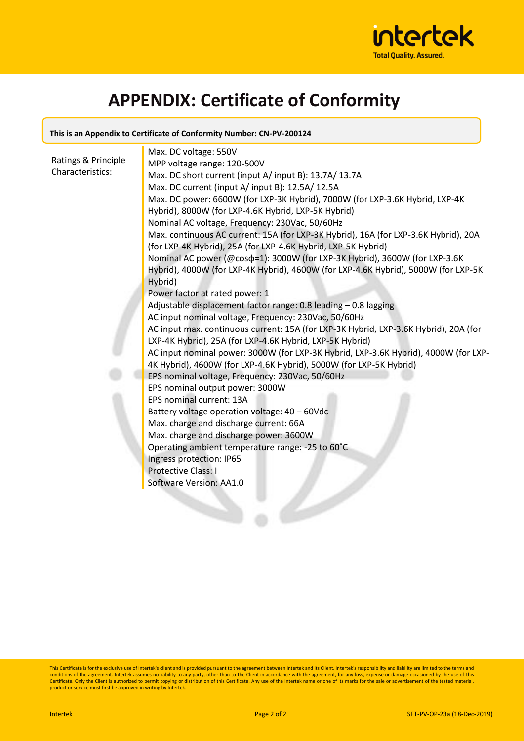# APPENDIX: Certificate of Conformity

**This is an Appendix to Certificate of Conformity Number: CN-PV-200124**

| | |
|---|---|
| Ratings & Principle Characteristics: | Max. DC voltage: 550V<br>MPP voltage range: 120-500V<br>Max. DC short current (input A/ input B): 13.7A/ 13.7A<br>Max. DC current (input A/ input B): 12.5A/ 12.5A<br>Max. DC power: 6600W (for LXP-3K Hybrid), 7000W (for LXP-3.6K Hybrid, LXP-4K Hybrid), 8000W (for LXP-4.6K Hybrid, LXP-5K Hybrid)<br>Nominal AC voltage, Frequency: 230Vac, 50/60Hz<br>Max. continuous AC current: 15A (for LXP-3K Hybrid), 16A (for LXP-3.6K Hybrid), 20A (for LXP-4K Hybrid), 25A (for LXP-4.6K Hybrid, LXP-5K Hybrid)<br>Nominal AC power (@cosφ=1): 3000W (for LXP-3K Hybrid), 3600W (for LXP-3.6K Hybrid), 4000W (for LXP-4K Hybrid), 4600W (for LXP-4.6K Hybrid), 5000W (for LXP-5K Hybrid)<br>Power factor at rated power: 1<br>Adjustable displacement factor range: 0.8 leading – 0.8 lagging<br>AC input nominal voltage, Frequency: 230Vac, 50/60Hz<br>AC input max. continuous current: 15A (for LXP-3K Hybrid, LXP-3.6K Hybrid), 20A (for LXP-4K Hybrid), 25A (for LXP-4.6K Hybrid, LXP-5K Hybrid)<br>AC input nominal power: 3000W (for LXP-3K Hybrid, LXP-3.6K Hybrid), 4000W (for LXP-4K Hybrid), 4600W (for LXP-4.6K Hybrid), 5000W (for LXP-5K Hybrid)<br>EPS nominal voltage, Frequency: 230Vac, 50/60Hz<br>EPS nominal output power: 3000W<br>EPS nominal current: 13A<br>Battery voltage operation voltage: 40 – 60Vdc<br>Max. charge and discharge current: 66A<br>Max. charge and discharge power: 3600W<br>Operating ambient temperature range: -25 to 60˚C<br>Ingress protection: IP65<br>Protective Class: I<br>Software Version: AA1.0 |

This Certificate is for the exclusive use of Intertek's client and is provided pursuant to the agreement between Intertek and its Client. Intertek's responsibility and liability are limited to the terms and conditions of the agreement. Intertek assumes no liability to any party, other than to the Client in accordance with the agreement, for any loss, expense or damage occasioned by the use of this Certificate. Only the Client is authorized to permit copying or distribution of this Certificate. Any use of the Intertek name or one of its marks for the sale or advertisement of the tested material, product or service must first be approved in writing by Intertek.

Intertek SFT-PV-OP-23a (18-Dec-2019)